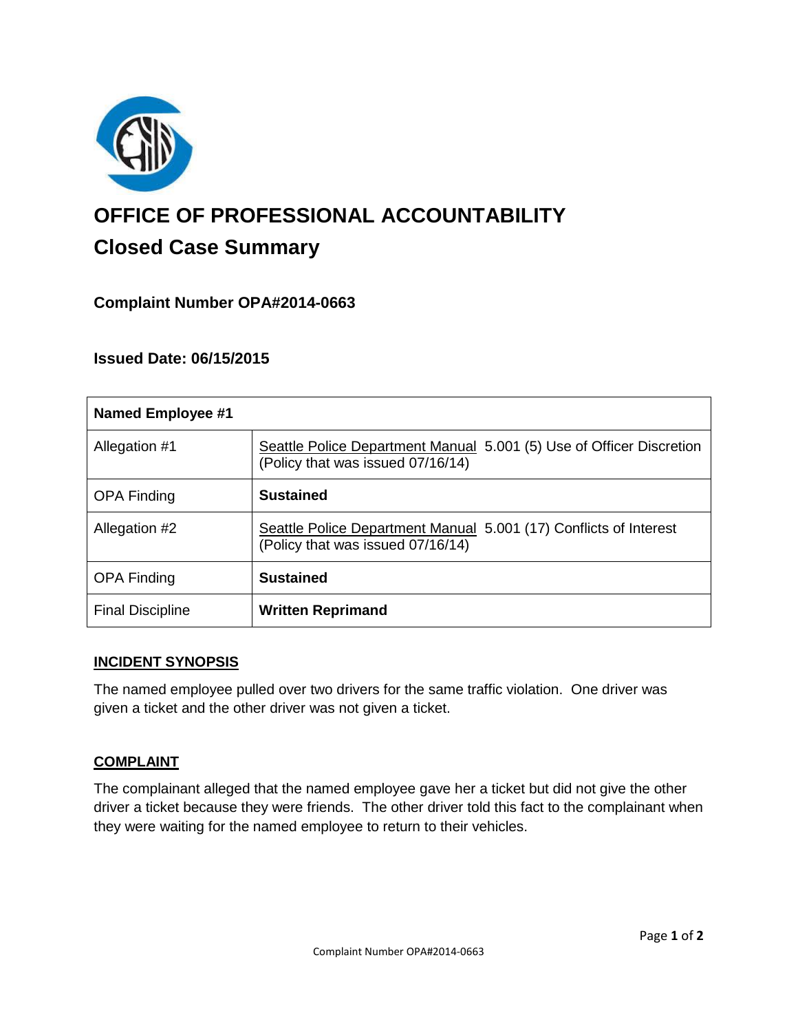# OFFICE OF PROFESSIONAL ACCOUNTABILITY

## Closed Case Summary

### Complaint Number OPA#2014-0663

### Issued Date: 06/15/2015

| Named Employee #1 | |
|---|---|
| Allegation #1 | Seattle Police Department Manual 5.001 (5) Use of Officer Discretion (Policy that was issued 07/16/14) |
| OPA Finding | **Sustained** |
| Allegation #2 | Seattle Police Department Manual 5.001 (17) Conflicts of Interest (Policy that was issued 07/16/14) |
| OPA Finding | **Sustained** |
| Final Discipline | **Written Reprimand** |

**INCIDENT SYNOPSIS**

The named employee pulled over two drivers for the same traffic violation. One driver was given a ticket and the other driver was not given a ticket.

**COMPLAINT**

The complainant alleged that the named employee gave her a ticket but did not give the other driver a ticket because they were friends. The other driver told this fact to the complainant when they were waiting for the named employee to return to their vehicles.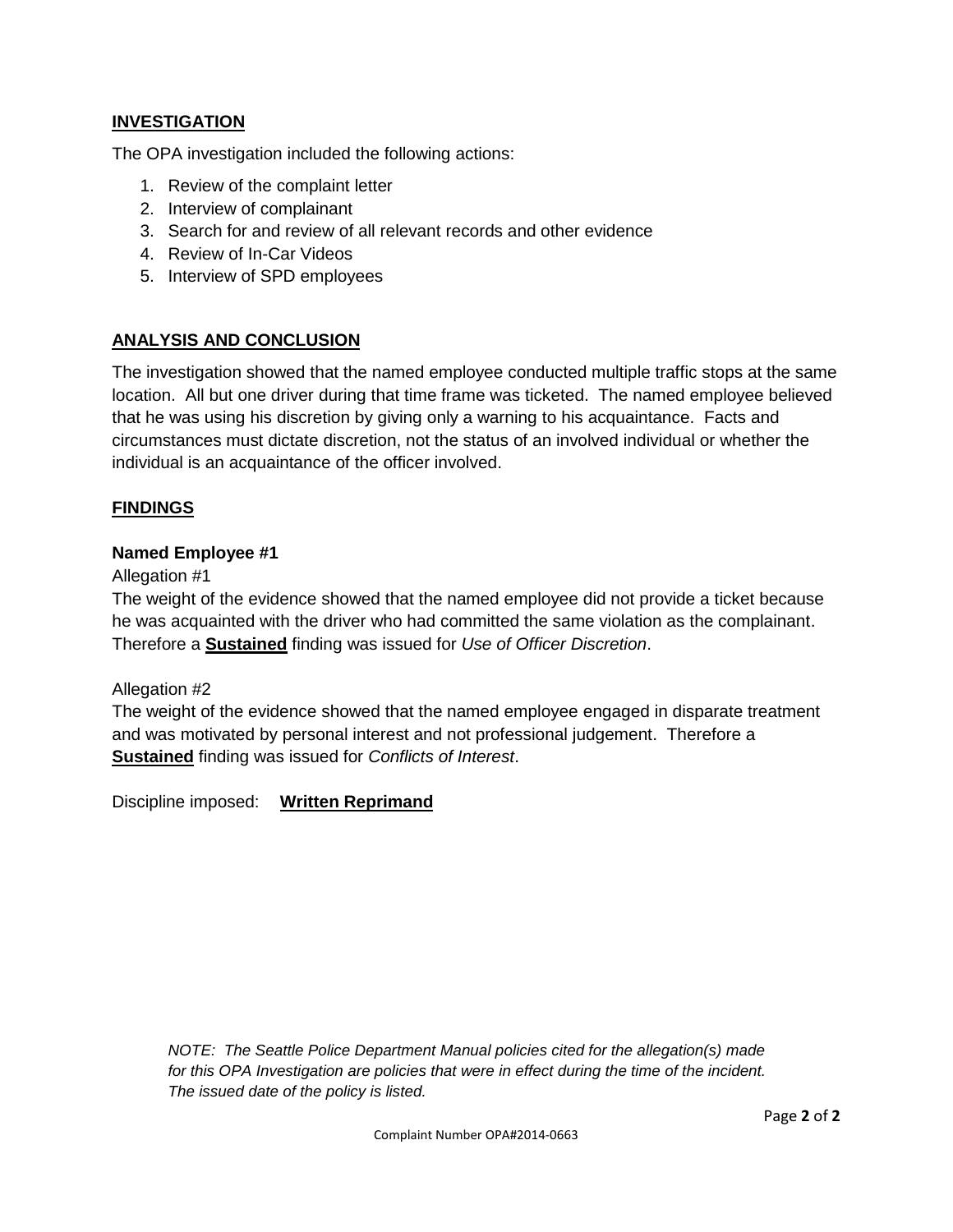## INVESTIGATION

The OPA investigation included the following actions:

1. Review of the complaint letter
2. Interview of complainant
3. Search for and review of all relevant records and other evidence
4. Review of In-Car Videos
5. Interview of SPD employees

## ANALYSIS AND CONCLUSION

The investigation showed that the named employee conducted multiple traffic stops at the same location. All but one driver during that time frame was ticketed. The named employee believed that he was using his discretion by giving only a warning to his acquaintance. Facts and circumstances must dictate discretion, not the status of an involved individual or whether the individual is an acquaintance of the officer involved.

## FINDINGS

**Named Employee #1**

Allegation #1

The weight of the evidence showed that the named employee did not provide a ticket because he was acquainted with the driver who had committed the same violation as the complainant. Therefore a **Sustained** finding was issued for *Use of Officer Discretion*.

Allegation #2

The weight of the evidence showed that the named employee engaged in disparate treatment and was motivated by personal interest and not professional judgement. Therefore a **Sustained** finding was issued for *Conflicts of Interest*.

Discipline imposed: **Written Reprimand**

*NOTE: The Seattle Police Department Manual policies cited for the allegation(s) made for this OPA Investigation are policies that were in effect during the time of the incident. The issued date of the policy is listed.*

Complaint Number OPA#2014-0663